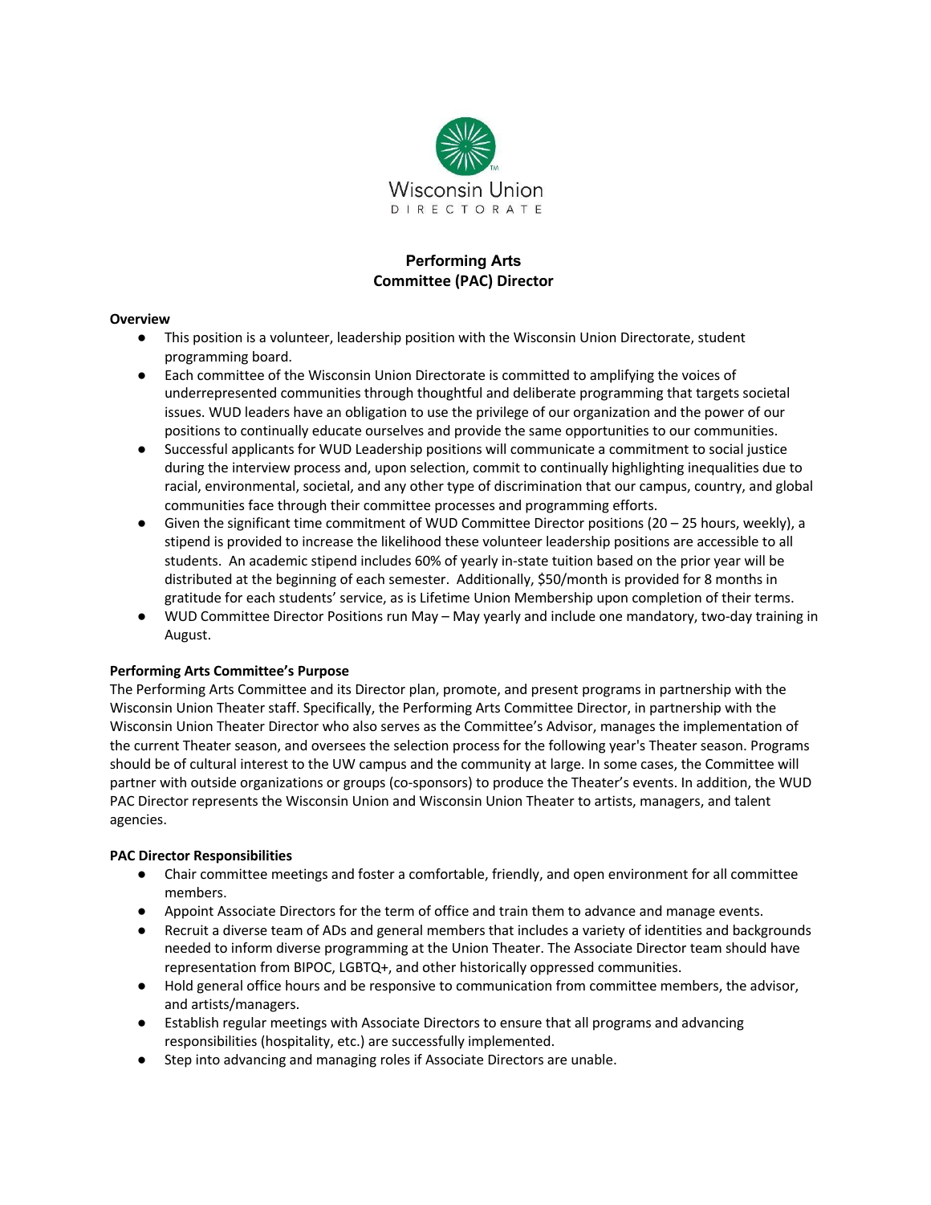Wisconsin Union DIRECTORATE

# Performing Arts Committee (PAC) Director

**Overview**

- This position is a volunteer, leadership position with the Wisconsin Union Directorate, student programming board.
- Each committee of the Wisconsin Union Directorate is committed to amplifying the voices of underrepresented communities through thoughtful and deliberate programming that targets societal issues. WUD leaders have an obligation to use the privilege of our organization and the power of our positions to continually educate ourselves and provide the same opportunities to our communities.
- Successful applicants for WUD Leadership positions will communicate a commitment to social justice during the interview process and, upon selection, commit to continually highlighting inequalities due to racial, environmental, societal, and any other type of discrimination that our campus, country, and global communities face through their committee processes and programming efforts.
- Given the significant time commitment of WUD Committee Director positions (20 – 25 hours, weekly), a stipend is provided to increase the likelihood these volunteer leadership positions are accessible to all students. An academic stipend includes 60% of yearly in-state tuition based on the prior year will be distributed at the beginning of each semester. Additionally, $50/month is provided for 8 months in gratitude for each students' service, as is Lifetime Union Membership upon completion of their terms.
- WUD Committee Director Positions run May – May yearly and include one mandatory, two-day training in August.

**Performing Arts Committee's Purpose**

The Performing Arts Committee and its Director plan, promote, and present programs in partnership with the Wisconsin Union Theater staff. Specifically, the Performing Arts Committee Director, in partnership with the Wisconsin Union Theater Director who also serves as the Committee's Advisor, manages the implementation of the current Theater season, and oversees the selection process for the following year's Theater season. Programs should be of cultural interest to the UW campus and the community at large. In some cases, the Committee will partner with outside organizations or groups (co-sponsors) to produce the Theater's events. In addition, the WUD PAC Director represents the Wisconsin Union and Wisconsin Union Theater to artists, managers, and talent agencies.

**PAC Director Responsibilities**

- Chair committee meetings and foster a comfortable, friendly, and open environment for all committee members.
- Appoint Associate Directors for the term of office and train them to advance and manage events.
- Recruit a diverse team of ADs and general members that includes a variety of identities and backgrounds needed to inform diverse programming at the Union Theater. The Associate Director team should have representation from BIPOC, LGBTQ+, and other historically oppressed communities.
- Hold general office hours and be responsive to communication from committee members, the advisor, and artists/managers.
- Establish regular meetings with Associate Directors to ensure that all programs and advancing responsibilities (hospitality, etc.) are successfully implemented.
- Step into advancing and managing roles if Associate Directors are unable.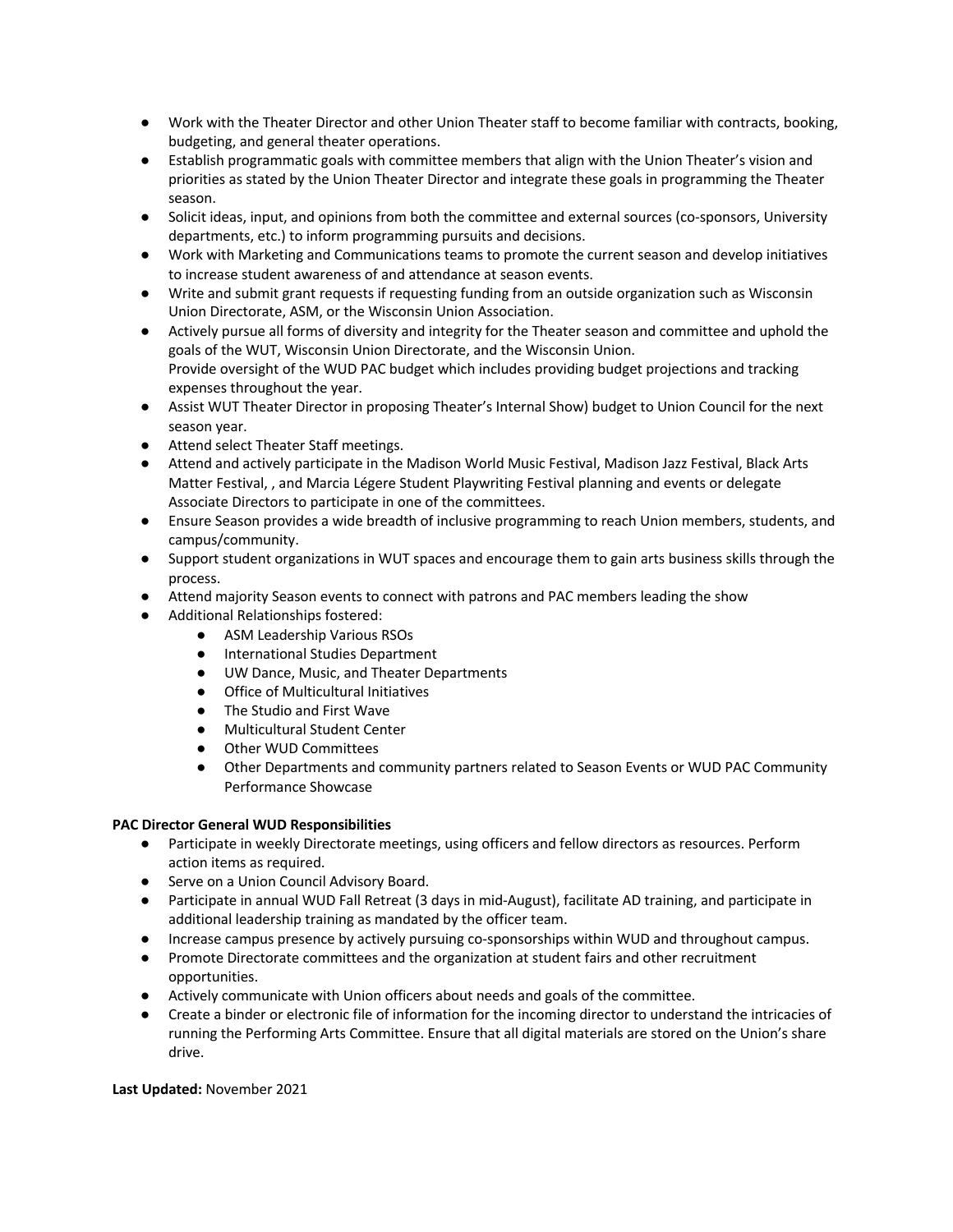- Work with the Theater Director and other Union Theater staff to become familiar with contracts, booking, budgeting, and general theater operations.
- Establish programmatic goals with committee members that align with the Union Theater's vision and priorities as stated by the Union Theater Director and integrate these goals in programming the Theater season.
- Solicit ideas, input, and opinions from both the committee and external sources (co-sponsors, University departments, etc.) to inform programming pursuits and decisions.
- Work with Marketing and Communications teams to promote the current season and develop initiatives to increase student awareness of and attendance at season events.
- Write and submit grant requests if requesting funding from an outside organization such as Wisconsin Union Directorate, ASM, or the Wisconsin Union Association.
- Actively pursue all forms of diversity and integrity for the Theater season and committee and uphold the goals of the WUT, Wisconsin Union Directorate, and the Wisconsin Union.
  Provide oversight of the WUD PAC budget which includes providing budget projections and tracking expenses throughout the year.
- Assist WUT Theater Director in proposing Theater's Internal Show) budget to Union Council for the next season year.
- Attend select Theater Staff meetings.
- Attend and actively participate in the Madison World Music Festival, Madison Jazz Festival, Black Arts Matter Festival, , and Marcia Légere Student Playwriting Festival planning and events or delegate Associate Directors to participate in one of the committees.
- Ensure Season provides a wide breadth of inclusive programming to reach Union members, students, and campus/community.
- Support student organizations in WUT spaces and encourage them to gain arts business skills through the process.
- Attend majority Season events to connect with patrons and PAC members leading the show
- Additional Relationships fostered:
  - ASM Leadership Various RSOs
  - International Studies Department
  - UW Dance, Music, and Theater Departments
  - Office of Multicultural Initiatives
  - The Studio and First Wave
  - Multicultural Student Center
  - Other WUD Committees
  - Other Departments and community partners related to Season Events or WUD PAC Community Performance Showcase

**PAC Director General WUD Responsibilities**

- Participate in weekly Directorate meetings, using officers and fellow directors as resources. Perform action items as required.
- Serve on a Union Council Advisory Board.
- Participate in annual WUD Fall Retreat (3 days in mid-August), facilitate AD training, and participate in additional leadership training as mandated by the officer team.
- Increase campus presence by actively pursuing co-sponsorships within WUD and throughout campus.
- Promote Directorate committees and the organization at student fairs and other recruitment opportunities.
- Actively communicate with Union officers about needs and goals of the committee.
- Create a binder or electronic file of information for the incoming director to understand the intricacies of running the Performing Arts Committee. Ensure that all digital materials are stored on the Union's share drive.

**Last Updated:** November 2021